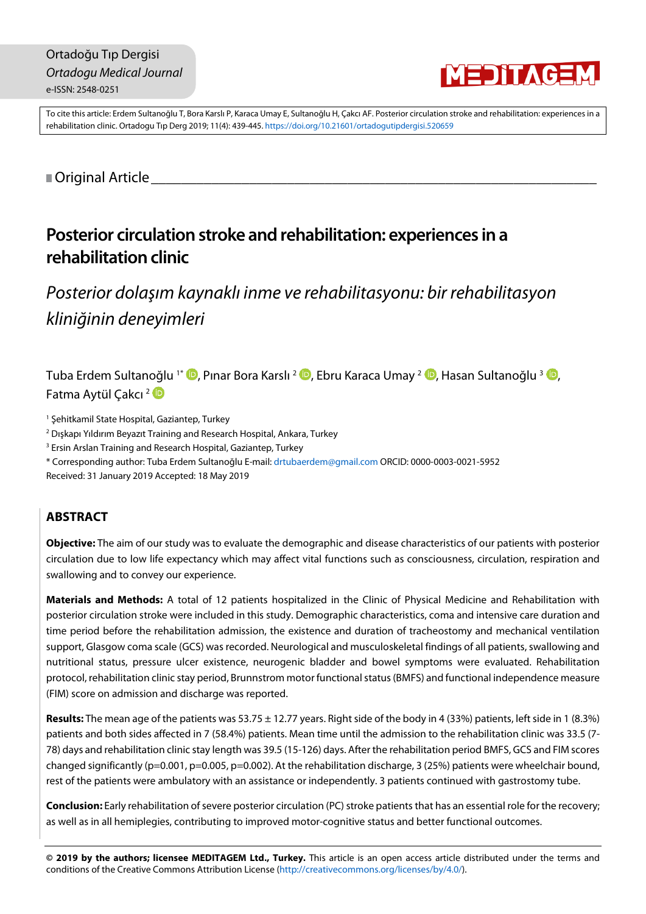Ortadoğu Tıp Dergisi
*Ortadogu Medical Journal*
e-ISSN: 2548-0251

To cite this article: Erdem Sultanoğlu T, Bora Karslı P, Karaca Umay E, Sultanoğlu H, Çakcı AF. Posterior circulation stroke and rehabilitation: experiences in a rehabilitation clinic. Ortadogu Tıp Derg 2019; 11(4): 439-445. https://doi.org/10.21601/ortadogutipdergisi.520659

Original Article

# Posterior circulation stroke and rehabilitation: experiences in a rehabilitation clinic

## *Posterior dolaşım kaynaklı inme ve rehabilitasyonu: bir rehabilitasyon kliniğinin deneyimleri*

Tuba Erdem Sultanoğlu [1*], Pınar Bora Karslı [2], Ebru Karaca Umay [2], Hasan Sultanoğlu [3], Fatma Aytül Çakcı [2]

[1] Şehitkamil State Hospital, Gaziantep, Turkey
[2] Dışkapı Yıldırım Beyazıt Training and Research Hospital, Ankara, Turkey
[3] Ersin Arslan Training and Research Hospital, Gaziantep, Turkey
* Corresponding author: Tuba Erdem Sultanoğlu E-mail: drtubaerdem@gmail.com ORCID: 0000-0003-0021-5952
Received: 31 January 2019 Accepted: 18 May 2019

## ABSTRACT

**Objective:** The aim of our study was to evaluate the demographic and disease characteristics of our patients with posterior circulation due to low life expectancy which may affect vital functions such as consciousness, circulation, respiration and swallowing and to convey our experience.

**Materials and Methods:** A total of 12 patients hospitalized in the Clinic of Physical Medicine and Rehabilitation with posterior circulation stroke were included in this study. Demographic characteristics, coma and intensive care duration and time period before the rehabilitation admission, the existence and duration of tracheostomy and mechanical ventilation support, Glasgow coma scale (GCS) was recorded. Neurological and musculoskeletal findings of all patients, swallowing and nutritional status, pressure ulcer existence, neurogenic bladder and bowel symptoms were evaluated. Rehabilitation protocol, rehabilitation clinic stay period, Brunnstrom motor functional status (BMFS) and functional independence measure (FIM) score on admission and discharge was reported.

**Results:** The mean age of the patients was 53.75 ± 12.77 years. Right side of the body in 4 (33%) patients, left side in 1 (8.3%) patients and both sides affected in 7 (58.4%) patients. Mean time until the admission to the rehabilitation clinic was 33.5 (7-78) days and rehabilitation clinic stay length was 39.5 (15-126) days. After the rehabilitation period BMFS, GCS and FIM scores changed significantly (p=0.001, p=0.005, p=0.002). At the rehabilitation discharge, 3 (25%) patients were wheelchair bound, rest of the patients were ambulatory with an assistance or independently. 3 patients continued with gastrostomy tube.

**Conclusion:** Early rehabilitation of severe posterior circulation (PC) stroke patients that has an essential role for the recovery; as well as in all hemiplegies, contributing to improved motor-cognitive status and better functional outcomes.

**© 2019 by the authors; licensee MEDITAGEM Ltd., Turkey.** This article is an open access article distributed under the terms and conditions of the Creative Commons Attribution License (http://creativecommons.org/licenses/by/4.0/).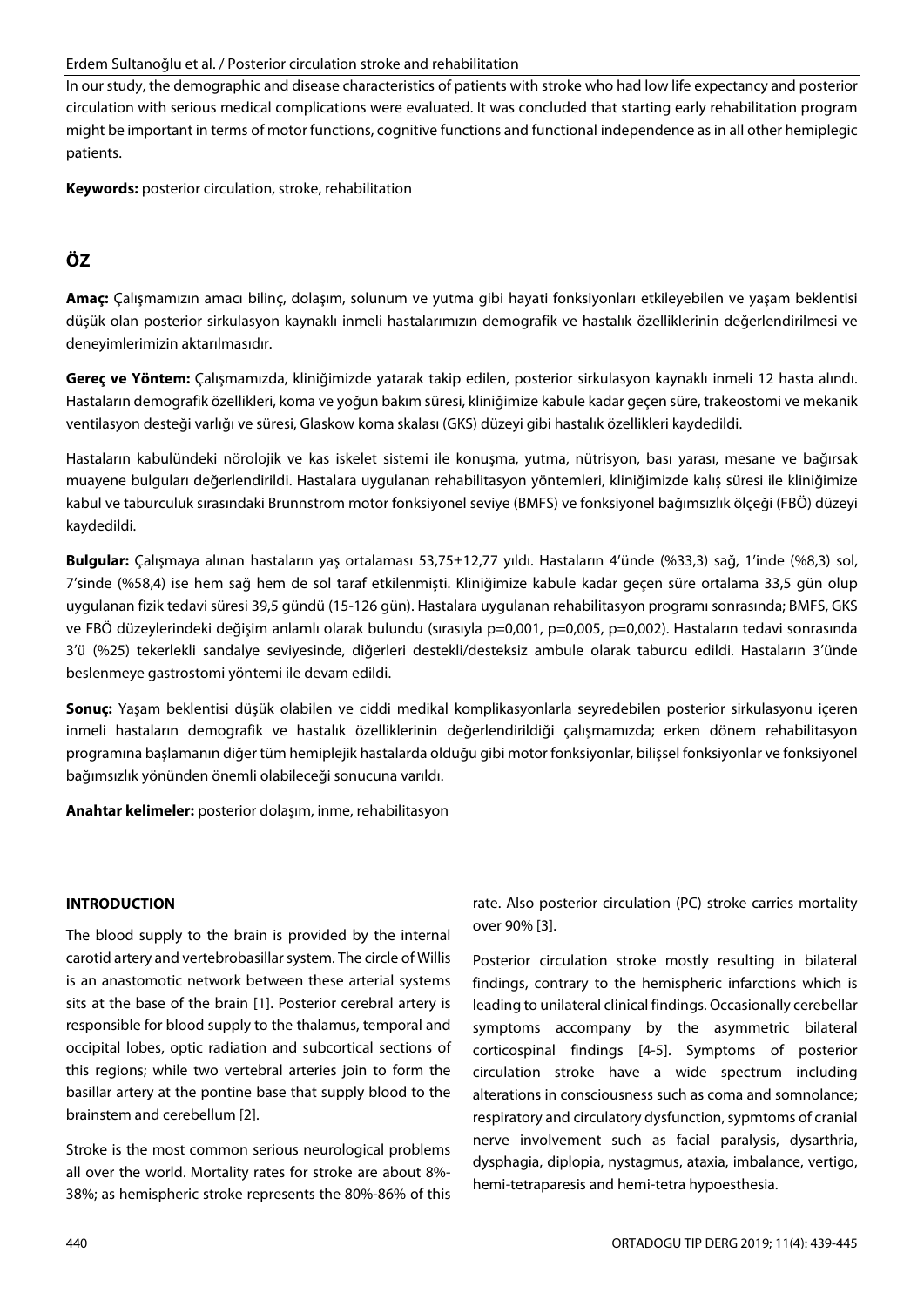In our study, the demographic and disease characteristics of patients with stroke who had low life expectancy and posterior circulation with serious medical complications were evaluated. It was concluded that starting early rehabilitation program might be important in terms of motor functions, cognitive functions and functional independence as in all other hemiplegic patients.

**Keywords:** posterior circulation, stroke, rehabilitation

## ÖZ

**Amaç:** Çalışmamızın amacı bilinç, dolaşım, solunum ve yutma gibi hayati fonksiyonları etkileyebilen ve yaşam beklentisi düşük olan posterior sirkulasyon kaynaklı inmeli hastalarımızın demografik ve hastalık özelliklerinin değerlendirilmesi ve deneyimlerimizin aktarılmasıdır.

**Gereç ve Yöntem:** Çalışmamızda, kliniğimizde yatarak takip edilen, posterior sirkulasyon kaynaklı inmeli 12 hasta alındı. Hastaların demografik özellikleri, koma ve yoğun bakım süresi, kliniğimize kabule kadar geçen süre, trakeostomi ve mekanik ventilasyon desteği varlığı ve süresi, Glaskow koma skalası (GKS) düzeyi gibi hastalık özellikleri kaydedildi.

Hastaların kabulündeki nörolojik ve kas iskelet sistemi ile konuşma, yutma, nütrisyon, bası yarası, mesane ve bağırsak muayene bulguları değerlendirildi. Hastalara uygulanan rehabilitasyon yöntemleri, kliniğimizde kalış süresi ile kliniğimize kabul ve taburculuk sırasındaki Brunnstrom motor fonksiyonel seviye (BMFS) ve fonksiyonel bağımsızlık ölçeği (FBÖ) düzeyi kaydedildi.

**Bulgular:** Çalışmaya alınan hastaların yaş ortalaması 53,75±12,77 yıldı. Hastaların 4'ünde (%33,3) sağ, 1'inde (%8,3) sol, 7'sinde (%58,4) ise hem sağ hem de sol taraf etkilenmişti. Kliniğimize kabule kadar geçen süre ortalama 33,5 gün olup uygulanan fizik tedavi süresi 39,5 gündü (15-126 gün). Hastalara uygulanan rehabilitasyon programı sonrasında; BMFS, GKS ve FBÖ düzeylerindeki değişim anlamlı olarak bulundu (sırasıyla p=0,001, p=0,005, p=0,002). Hastaların tedavi sonrasında 3'ü (%25) tekerlekli sandalye seviyesinde, diğerleri destekli/desteksiz ambule olarak taburcu edildi. Hastaların 3'ünde beslenmeye gastrostomi yöntemi ile devam edildi.

**Sonuç:** Yaşam beklentisi düşük olabilen ve ciddi medikal komplikasyonlarla seyredebilen posterior sirkulasyonu içeren inmeli hastaların demografik ve hastalık özelliklerinin değerlendirildiği çalışmamızda; erken dönem rehabilitasyon programına başlamanın diğer tüm hemiplejik hastalarda olduğu gibi motor fonksiyonlar, bilişsel fonksiyonlar ve fonksiyonel bağımsızlık yönünden önemli olabileceği sonucuna varıldı.

**Anahtar kelimeler:** posterior dolaşım, inme, rehabilitasyon

## INTRODUCTION

The blood supply to the brain is provided by the internal carotid artery and vertebrobasillar system. The circle of Willis is an anastomotic network between these arterial systems sits at the base of the brain [1]. Posterior cerebral artery is responsible for blood supply to the thalamus, temporal and occipital lobes, optic radiation and subcortical sections of this regions; while two vertebral arteries join to form the basillar artery at the pontine base that supply blood to the brainstem and cerebellum [2].

Stroke is the most common serious neurological problems all over the world. Mortality rates for stroke are about 8%-38%; as hemispheric stroke represents the 80%-86% of this rate. Also posterior circulation (PC) stroke carries mortality over 90% [3].

Posterior circulation stroke mostly resulting in bilateral findings, contrary to the hemispheric infarctions which is leading to unilateral clinical findings. Occasionally cerebellar symptoms accompany by the asymmetric bilateral corticospinal findings [4-5]. Symptoms of posterior circulation stroke have a wide spectrum including alterations in consciousness such as coma and somnolance; respiratory and circulatory dysfunction, sypmtoms of cranial nerve involvement such as facial paralysis, dysarthria, dysphagia, diplopia, nystagmus, ataxia, imbalance, vertigo, hemi-tetraparesis and hemi-tetra hypoesthesia.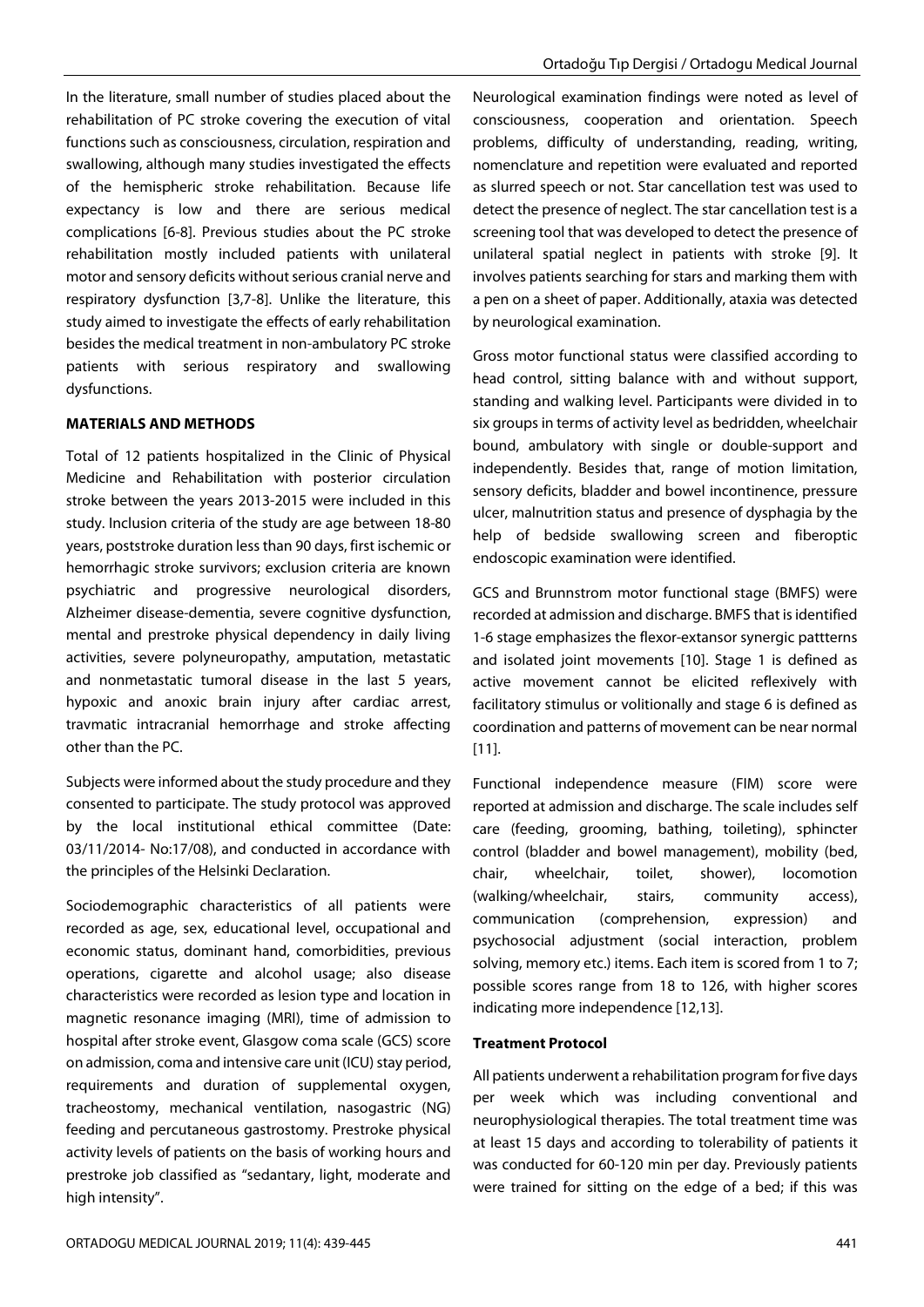In the literature, small number of studies placed about the rehabilitation of PC stroke covering the execution of vital functions such as consciousness, circulation, respiration and swallowing, although many studies investigated the effects of the hemispheric stroke rehabilitation. Because life expectancy is low and there are serious medical complications [6-8]. Previous studies about the PC stroke rehabilitation mostly included patients with unilateral motor and sensory deficits without serious cranial nerve and respiratory dysfunction [3,7-8]. Unlike the literature, this study aimed to investigate the effects of early rehabilitation besides the medical treatment in non-ambulatory PC stroke patients with serious respiratory and swallowing dysfunctions.

## MATERIALS AND METHODS

Total of 12 patients hospitalized in the Clinic of Physical Medicine and Rehabilitation with posterior circulation stroke between the years 2013-2015 were included in this study. Inclusion criteria of the study are age between 18-80 years, poststroke duration less than 90 days, first ischemic or hemorrhagic stroke survivors; exclusion criteria are known psychiatric and progressive neurological disorders, Alzheimer disease-dementia, severe cognitive dysfunction, mental and prestroke physical dependency in daily living activities, severe polyneuropathy, amputation, metastatic and nonmetastatic tumoral disease in the last 5 years, hypoxic and anoxic brain injury after cardiac arrest, travmatic intracranial hemorrhage and stroke affecting other than the PC.

Subjects were informed about the study procedure and they consented to participate. The study protocol was approved by the local institutional ethical committee (Date: 03/11/2014- No:17/08), and conducted in accordance with the principles of the Helsinki Declaration.

Sociodemographic characteristics of all patients were recorded as age, sex, educational level, occupational and economic status, dominant hand, comorbidities, previous operations, cigarette and alcohol usage; also disease characteristics were recorded as lesion type and location in magnetic resonance imaging (MRI), time of admission to hospital after stroke event, Glasgow coma scale (GCS) score on admission, coma and intensive care unit (ICU) stay period, requirements and duration of supplemental oxygen, tracheostomy, mechanical ventilation, nasogastric (NG) feeding and percutaneous gastrostomy. Prestroke physical activity levels of patients on the basis of working hours and prestroke job classified as "sedantary, light, moderate and high intensity".

Neurological examination findings were noted as level of consciousness, cooperation and orientation. Speech problems, difficulty of understanding, reading, writing, nomenclature and repetition were evaluated and reported as slurred speech or not. Star cancellation test was used to detect the presence of neglect. The star cancellation test is a screening tool that was developed to detect the presence of unilateral spatial neglect in patients with stroke [9]. It involves patients searching for stars and marking them with a pen on a sheet of paper. Additionally, ataxia was detected by neurological examination.

Gross motor functional status were classified according to head control, sitting balance with and without support, standing and walking level. Participants were divided in to six groups in terms of activity level as bedridden, wheelchair bound, ambulatory with single or double-support and independently. Besides that, range of motion limitation, sensory deficits, bladder and bowel incontinence, pressure ulcer, malnutrition status and presence of dysphagia by the help of bedside swallowing screen and fiberoptic endoscopic examination were identified.

GCS and Brunnstrom motor functional stage (BMFS) were recorded at admission and discharge. BMFS that is identified 1-6 stage emphasizes the flexor-extansor synergic pattterns and isolated joint movements [10]. Stage 1 is defined as active movement cannot be elicited reflexively with facilitatory stimulus or volitionally and stage 6 is defined as coordination and patterns of movement can be near normal [11].

Functional independence measure (FIM) score were reported at admission and discharge. The scale includes self care (feeding, grooming, bathing, toileting), sphincter control (bladder and bowel management), mobility (bed, chair, wheelchair, toilet, shower), locomotion (walking/wheelchair, stairs, community access), communication (comprehension, expression) and psychosocial adjustment (social interaction, problem solving, memory etc.) items. Each item is scored from 1 to 7; possible scores range from 18 to 126, with higher scores indicating more independence [12,13].

### Treatment Protocol

All patients underwent a rehabilitation program for five days per week which was including conventional and neurophysiological therapies. The total treatment time was at least 15 days and according to tolerability of patients it was conducted for 60-120 min per day. Previously patients were trained for sitting on the edge of a bed; if this was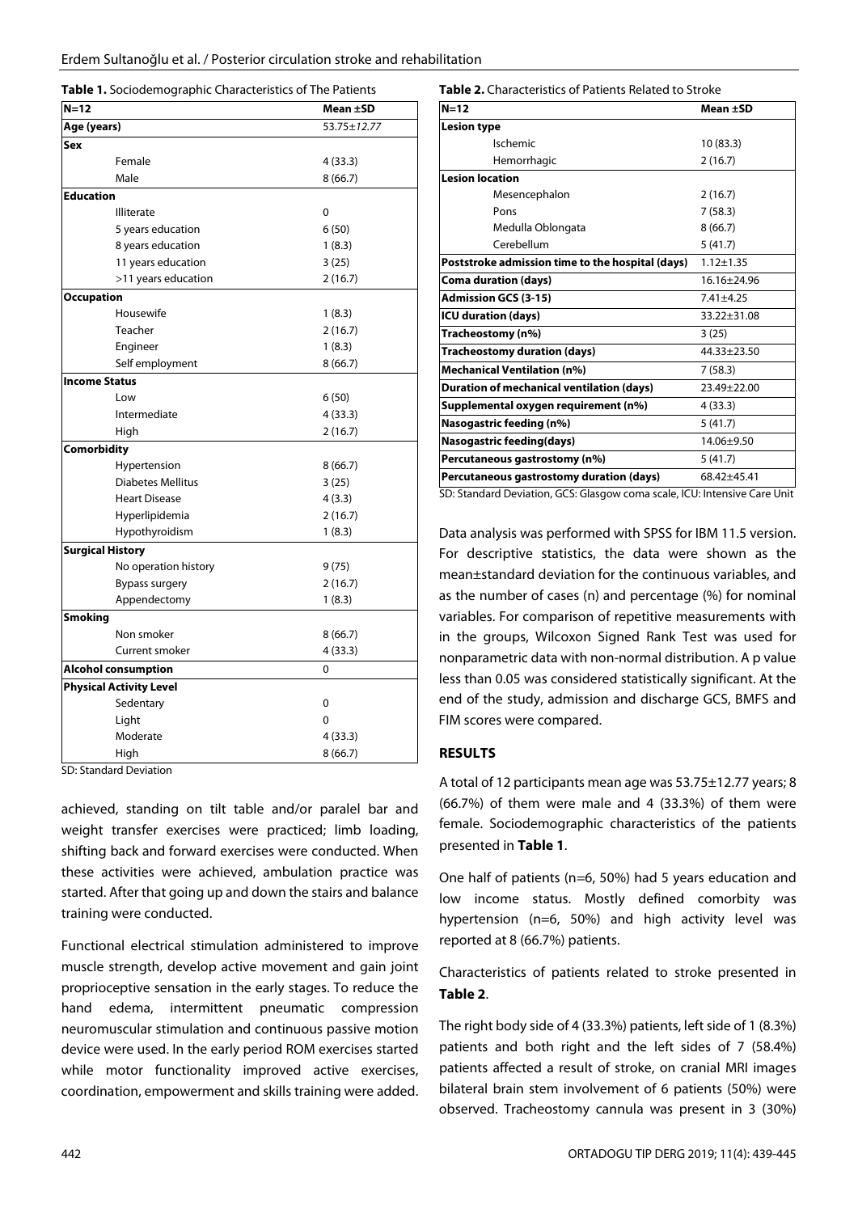**Table 1.** Sociodemographic Characteristics of The Patients

| N=12 | Mean ±SD |
|---|---|
| **Age (years)** | 53.75±*12.77* |
| **Sex** | |
| Female | 4 (33.3) |
| Male | 8 (66.7) |
| **Education** | |
| Illiterate | 0 |
| 5 years education | 6 (50) |
| 8 years education | 1 (8.3) |
| 11 years education | 3 (25) |
| >11 years education | 2 (16.7) |
| **Occupation** | |
| Housewife | 1 (8.3) |
| Teacher | 2 (16.7) |
| Engineer | 1 (8.3) |
| Self employment | 8 (66.7) |
| **Income Status** | |
| Low | 6 (50) |
| Intermediate | 4 (33.3) |
| High | 2 (16.7) |
| **Comorbidity** | |
| Hypertension | 8 (66.7) |
| Diabetes Mellitus | 3 (25) |
| Heart Disease | 4 (3.3) |
| Hyperlipidemia | 2 (16.7) |
| Hypothyroidism | 1 (8.3) |
| **Surgical History** | |
| No operation history | 9 (75) |
| Bypass surgery | 2 (16.7) |
| Appendectomy | 1 (8.3) |
| **Smoking** | |
| Non smoker | 8 (66.7) |
| Current smoker | 4 (33.3) |
| **Alcohol consumption** | 0 |
| **Physical Activity Level** | |
| Sedentary | 0 |
| Light | 0 |
| Moderate | 4 (33.3) |
| High | 8 (66.7) |

SD: Standard Deviation

achieved, standing on tilt table and/or paralel bar and weight transfer exercises were practiced; limb loading, shifting back and forward exercises were conducted. When these activities were achieved, ambulation practice was started. After that going up and down the stairs and balance training were conducted.

Functional electrical stimulation administered to improve muscle strength, develop active movement and gain joint proprioceptive sensation in the early stages. To reduce the hand edema, intermittent pneumatic compression neuromuscular stimulation and continuous passive motion device were used. In the early period ROM exercises started while motor functionality improved active exercises, coordination, empowerment and skills training were added.

**Table 2.** Characteristics of Patients Related to Stroke

| N=12 | Mean ±SD |
|---|---|
| **Lesion type** | |
| Ischemic | 10 (83.3) |
| Hemorrhagic | 2 (16.7) |
| **Lesion location** | |
| Mesencephalon | 2 (16.7) |
| Pons | 7 (58.3) |
| Medulla Oblongata | 8 (66.7) |
| Cerebellum | 5 (41.7) |
| **Poststroke admission time to the hospital (days)** | 1.12±1.35 |
| **Coma duration (days)** | 16.16±24.96 |
| **Admission GCS (3-15)** | 7.41±4.25 |
| **ICU duration (days)** | 33.22±31.08 |
| **Tracheostomy (n%)** | 3 (25) |
| **Tracheostomy duration (days)** | 44.33±23.50 |
| **Mechanical Ventilation (n%)** | 7 (58.3) |
| **Duration of mechanical ventilation (days)** | 23.49±22.00 |
| **Supplemental oxygen requirement (n%)** | 4 (33.3) |
| **Nasogastric feeding (n%)** | 5 (41.7) |
| **Nasogastric feeding(days)** | 14.06±9.50 |
| **Percutaneous gastrostomy (n%)** | 5 (41.7) |
| **Percutaneous gastrostomy duration (days)** | 68.42±45.41 |

SD: Standard Deviation, GCS: Glasgow coma scale, ICU: Intensive Care Unit

Data analysis was performed with SPSS for IBM 11.5 version. For descriptive statistics, the data were shown as the mean±standard deviation for the continuous variables, and as the number of cases (n) and percentage (%) for nominal variables. For comparison of repetitive measurements with in the groups, Wilcoxon Signed Rank Test was used for nonparametric data with non-normal distribution. A p value less than 0.05 was considered statistically significant. At the end of the study, admission and discharge GCS, BMFS and FIM scores were compared.

## RESULTS

A total of 12 participants mean age was 53.75±12.77 years; 8 (66.7%) of them were male and 4 (33.3%) of them were female. Sociodemographic characteristics of the patients presented in **Table 1**.

One half of patients (n=6, 50%) had 5 years education and low income status. Mostly defined comorbidity was hypertension (n=6, 50%) and high activity level was reported at 8 (66.7%) patients.

Characteristics of patients related to stroke presented in **Table 2**.

The right body side of 4 (33.3%) patients, left side of 1 (8.3%) patients and both right and the left sides of 7 (58.4%) patients affected a result of stroke, on cranial MRI images bilateral brain stem involvement of 6 patients (50%) were observed. Tracheostomy cannula was present in 3 (30%)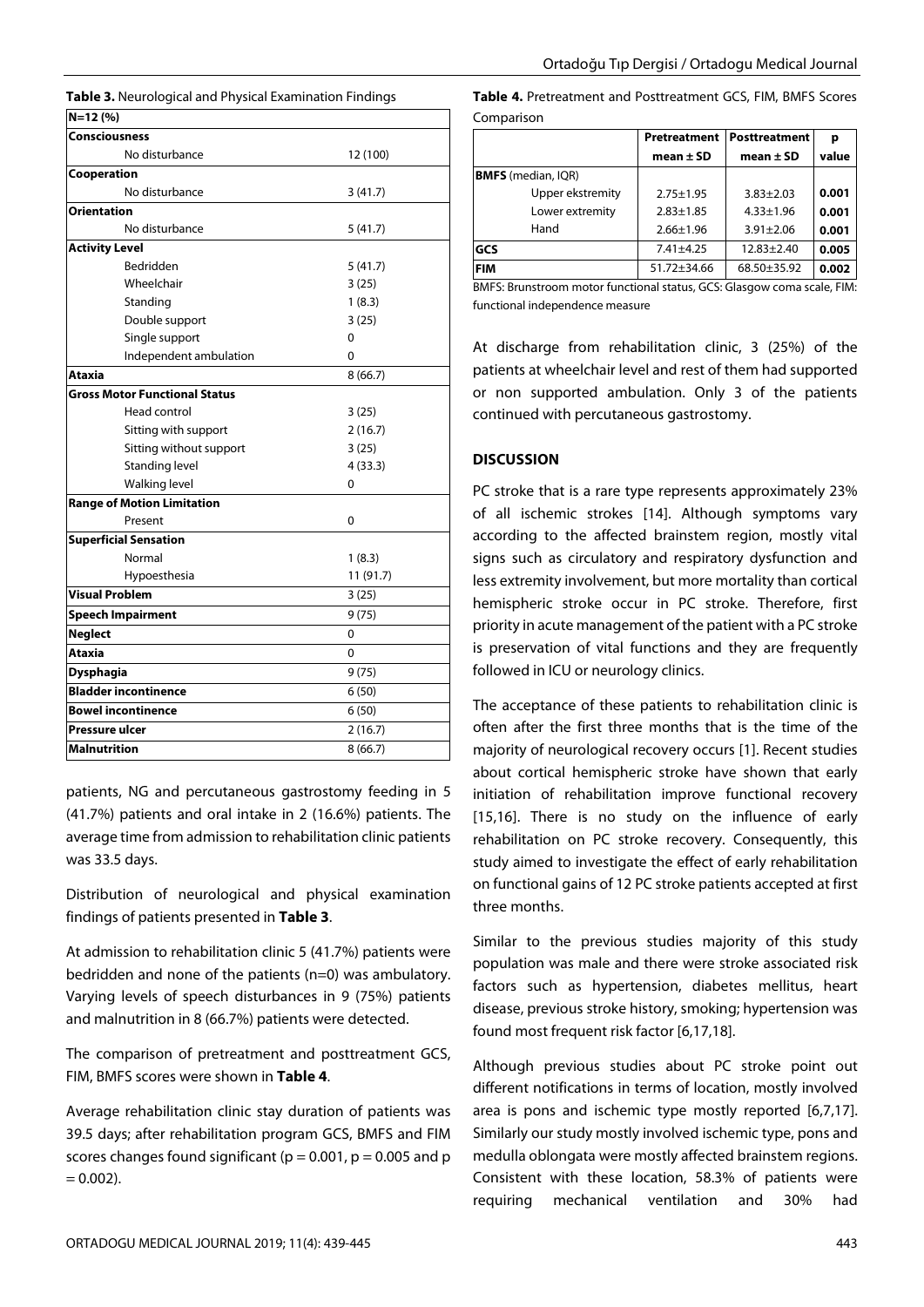**Table 3.** Neurological and Physical Examination Findings

| N=12 (%) | |
|---|---|
| **Consciousness** | |
| No disturbance | 12 (100) |
| **Cooperation** | |
| No disturbance | 3 (41.7) |
| **Orientation** | |
| No disturbance | 5 (41.7) |
| **Activity Level** | |
| Bedridden | 5 (41.7) |
| Wheelchair | 3 (25) |
| Standing | 1 (8.3) |
| Double support | 3 (25) |
| Single support | 0 |
| Independent ambulation | 0 |
| **Ataxia** | 8 (66.7) |
| **Gross Motor Functional Status** | |
| Head control | 3 (25) |
| Sitting with support | 2 (16.7) |
| Sitting without support | 3 (25) |
| Standing level | 4 (33.3) |
| Walking level | 0 |
| **Range of Motion Limitation** | |
| Present | 0 |
| **Superficial Sensation** | |
| Normal | 1 (8.3) |
| Hypoesthesia | 11 (91.7) |
| **Visual Problem** | 3 (25) |
| **Speech Impairment** | 9 (75) |
| **Neglect** | 0 |
| **Ataxia** | 0 |
| **Dysphagia** | 9 (75) |
| **Bladder incontinence** | 6 (50) |
| **Bowel incontinence** | 6 (50) |
| **Pressure ulcer** | 2 (16.7) |
| **Malnutrition** | 8 (66.7) |

patients, NG and percutaneous gastrostomy feeding in 5 (41.7%) patients and oral intake in 2 (16.6%) patients. The average time from admission to rehabilitation clinic patients was 33.5 days.

Distribution of neurological and physical examination findings of patients presented in **Table 3**.

At admission to rehabilitation clinic 5 (41.7%) patients were bedridden and none of the patients (n=0) was ambulatory. Varying levels of speech disturbances in 9 (75%) patients and malnutrition in 8 (66.7%) patients were detected.

The comparison of pretreatment and posttreatment GCS, FIM, BMFS scores were shown in **Table 4**.

Average rehabilitation clinic stay duration of patients was 39.5 days; after rehabilitation program GCS, BMFS and FIM scores changes found significant ($p = 0.001$, $p = 0.005$ and $p = 0.002$).

**Table 4.** Pretreatment and Posttreatment GCS, FIM, BMFS Scores Comparison

| | Pretreatment mean ± SD | Posttreatment mean ± SD | p value |
|---|---|---|---|
| **BMFS** (median, IQR) | | | |
| Upper ekstremity | 2.75±1.95 | 3.83±2.03 | **0.001** |
| Lower extremity | 2.83±1.85 | 4.33±1.96 | **0.001** |
| Hand | 2.66±1.96 | 3.91±2.06 | **0.001** |
| **GCS** | 7.41±4.25 | 12.83±2.40 | **0.005** |
| **FIM** | 51.72±34.66 | 68.50±35.92 | **0.002** |

BMFS: Brunstroom motor functional status, GCS: Glasgow coma scale, FIM: functional independence measure

At discharge from rehabilitation clinic, 3 (25%) of the patients at wheelchair level and rest of them had supported or non supported ambulation. Only 3 of the patients continued with percutaneous gastrostomy.

## DISCUSSION

PC stroke that is a rare type represents approximately 23% of all ischemic strokes [14]. Although symptoms vary according to the affected brainstem region, mostly vital signs such as circulatory and respiratory dysfunction and less extremity involvement, but more mortality than cortical hemispheric stroke occur in PC stroke. Therefore, first priority in acute management of the patient with a PC stroke is preservation of vital functions and they are frequently followed in ICU or neurology clinics.

The acceptance of these patients to rehabilitation clinic is often after the first three months that is the time of the majority of neurological recovery occurs [1]. Recent studies about cortical hemispheric stroke have shown that early initiation of rehabilitation improve functional recovery [15,16]. There is no study on the influence of early rehabilitation on PC stroke recovery. Consequently, this study aimed to investigate the effect of early rehabilitation on functional gains of 12 PC stroke patients accepted at first three months.

Similar to the previous studies majority of this study population was male and there were stroke associated risk factors such as hypertension, diabetes mellitus, heart disease, previous stroke history, smoking; hypertension was found most frequent risk factor [6,17,18].

Although previous studies about PC stroke point out different notifications in terms of location, mostly involved area is pons and ischemic type mostly reported [6,7,17]. Similarly our study mostly involved ischemic type, pons and medulla oblongata were mostly affected brainstem regions. Consistent with these location, 58.3% of patients were requiring mechanical ventilation and 30% had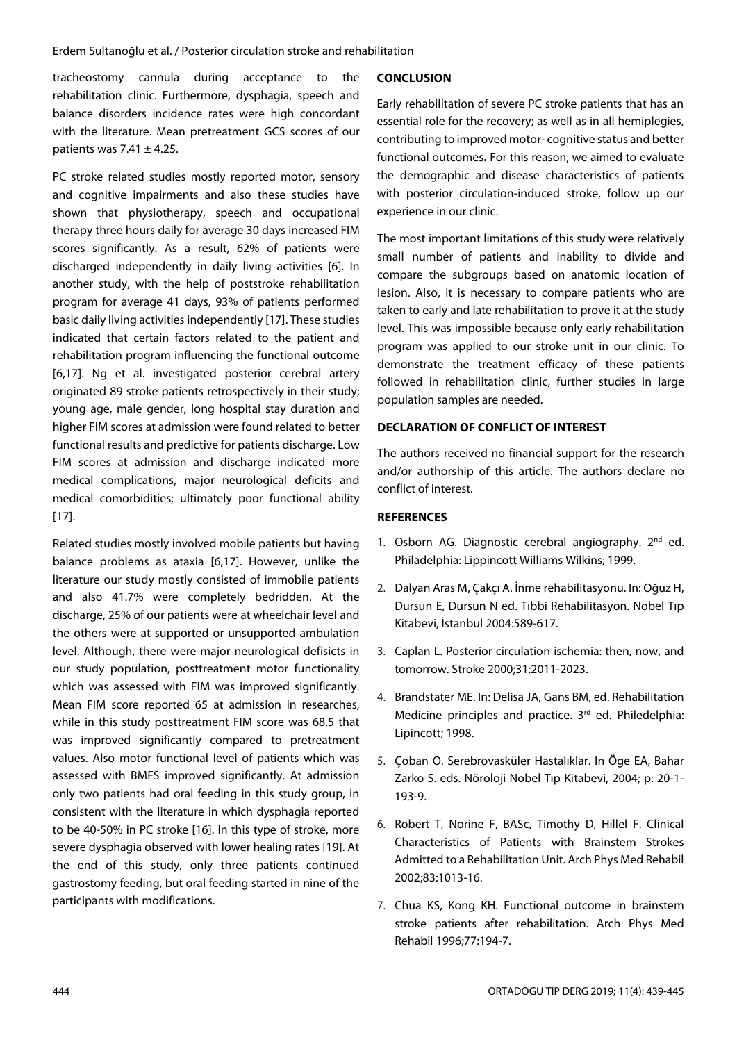tracheostomy cannula during acceptance to the rehabilitation clinic. Furthermore, dysphagia, speech and balance disorders incidence rates were high concordant with the literature. Mean pretreatment GCS scores of our patients was 7.41 ± 4.25.

PC stroke related studies mostly reported motor, sensory and cognitive impairments and also these studies have shown that physiotherapy, speech and occupational therapy three hours daily for average 30 days increased FIM scores significantly. As a result, 62% of patients were discharged independently in daily living activities [6]. In another study, with the help of poststroke rehabilitation program for average 41 days, 93% of patients performed basic daily living activities independently [17]. These studies indicated that certain factors related to the patient and rehabilitation program influencing the functional outcome [6,17]. Ng et al. investigated posterior cerebral artery originated 89 stroke patients retrospectively in their study; young age, male gender, long hospital stay duration and higher FIM scores at admission were found related to better functional results and predictive for patients discharge. Low FIM scores at admission and discharge indicated more medical complications, major neurological deficits and medical comorbidities; ultimately poor functional ability [17].

Related studies mostly involved mobile patients but having balance problems as ataxia [6,17]. However, unlike the literature our study mostly consisted of immobile patients and also 41.7% were completely bedridden. At the discharge, 25% of our patients were at wheelchair level and the others were at supported or unsupported ambulation level. Although, there were major neurological defisicts in our study population, posttreatment motor functionality which was assessed with FIM was improved significantly. Mean FIM score reported 65 at admission in researches, while in this study posttreatment FIM score was 68.5 that was improved significantly compared to pretreatment values. Also motor functional level of patients which was assessed with BMFS improved significantly. At admission only two patients had oral feeding in this study group, in consistent with the literature in which dysphagia reported to be 40-50% in PC stroke [16]. In this type of stroke, more severe dysphagia observed with lower healing rates [19]. At the end of this study, only three patients continued gastrostomy feeding, but oral feeding started in nine of the participants with modifications.

## CONCLUSION

Early rehabilitation of severe PC stroke patients that has an essential role for the recovery; as well as in all hemiplegies, contributing to improved motor- cognitive status and better functional outcomes**.** For this reason, we aimed to evaluate the demographic and disease characteristics of patients with posterior circulation-induced stroke, follow up our experience in our clinic.

The most important limitations of this study were relatively small number of patients and inability to divide and compare the subgroups based on anatomic location of lesion. Also, it is necessary to compare patients who are taken to early and late rehabilitation to prove it at the study level. This was impossible because only early rehabilitation program was applied to our stroke unit in our clinic. To demonstrate the treatment efficacy of these patients followed in rehabilitation clinic, further studies in large population samples are needed.

## DECLARATION OF CONFLICT OF INTEREST

The authors received no financial support for the research and/or authorship of this article. The authors declare no conflict of interest.

## REFERENCES

1. Osborn AG. Diagnostic cerebral angiography. 2nd ed. Philadelphia: Lippincott Williams Wilkins; 1999.
2. Dalyan Aras M, Çakçı A. İnme rehabilitasyonu. In: Oğuz H, Dursun E, Dursun N ed. Tıbbi Rehabilitasyon. Nobel Tıp Kitabevi, İstanbul 2004:589-617.
3. Caplan L. Posterior circulation ischemia: then, now, and tomorrow. Stroke 2000;31:2011-2023.
4. Brandstater ME. In: Delisa JA, Gans BM, ed. Rehabilitation Medicine principles and practice. 3rd ed. Philedelphia: Lipincott; 1998.
5. Çoban O. Serebrovasküler Hastalıklar. In Öge EA, Bahar Zarko S. eds. Nöroloji Nobel Tıp Kitabevi, 2004; p: 20-1-193-9.
6. Robert T, Norine F, BASc, Timothy D, Hillel F. Clinical Characteristics of Patients with Brainstem Strokes Admitted to a Rehabilitation Unit. Arch Phys Med Rehabil 2002;83:1013-16.
7. Chua KS, Kong KH. Functional outcome in brainstem stroke patients after rehabilitation. Arch Phys Med Rehabil 1996;77:194-7.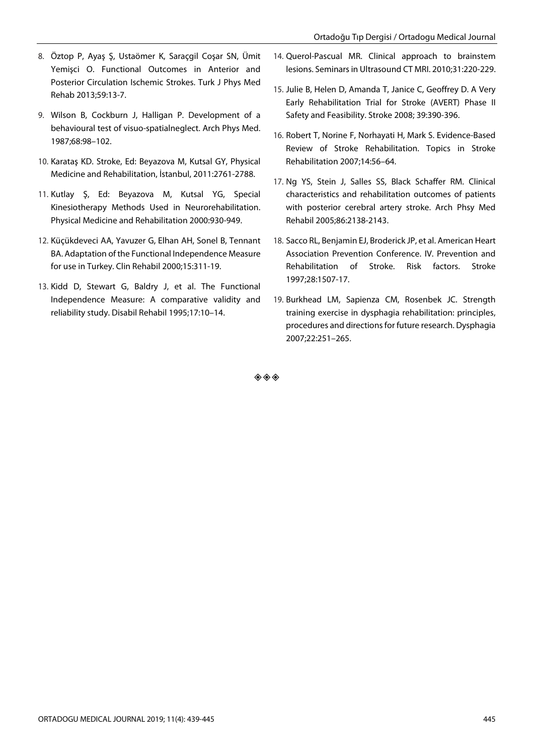8. Öztop P, Ayaş Ş, Ustaömer K, Saraçgil Coşar SN, Ümit Yemişci O. Functional Outcomes in Anterior and Posterior Circulation Ischemic Strokes. Turk J Phys Med Rehab 2013;59:13-7.

9. Wilson B, Cockburn J, Halligan P. Development of a behavioural test of visuo-spatialneglect. Arch Phys Med. 1987;68:98–102.

10. Karataş KD. Stroke, Ed: Beyazova M, Kutsal GY, Physical Medicine and Rehabilitation, İstanbul, 2011:2761-2788.

11. Kutlay Ş, Ed: Beyazova M, Kutsal YG, Special Kinesiotherapy Methods Used in Neurorehabilitation. Physical Medicine and Rehabilitation 2000:930-949.

12. Küçükdeveci AA, Yavuzer G, Elhan AH, Sonel B, Tennant BA. Adaptation of the Functional Independence Measure for use in Turkey. Clin Rehabil 2000;15:311-19.

13. Kidd D, Stewart G, Baldry J, et al. The Functional Independence Measure: A comparative validity and reliability study. Disabil Rehabil 1995;17:10–14.

14. Querol-Pascual MR. Clinical approach to brainstem lesions. Seminars in Ultrasound CT MRI. 2010;31:220-229.

15. Julie B, Helen D, Amanda T, Janice C, Geoffrey D. A Very Early Rehabilitation Trial for Stroke (AVERT) Phase II Safety and Feasibility. Stroke 2008; 39:390-396.

16. Robert T, Norine F, Norhayati H, Mark S. Evidence-Based Review of Stroke Rehabilitation. Topics in Stroke Rehabilitation 2007;14:56–64.

17. Ng YS, Stein J, Salles SS, Black Schaffer RM. Clinical characteristics and rehabilitation outcomes of patients with posterior cerebral artery stroke. Arch Phsy Med Rehabil 2005;86:2138-2143.

18. Sacco RL, Benjamin EJ, Broderick JP, et al. American Heart Association Prevention Conference. IV. Prevention and Rehabilitation of Stroke. Risk factors. Stroke 1997;28:1507-17.

19. Burkhead LM, Sapienza CM, Rosenbek JC. Strength training exercise in dysphagia rehabilitation: principles, procedures and directions for future research. Dysphagia 2007;22:251–265.

◈◈◈